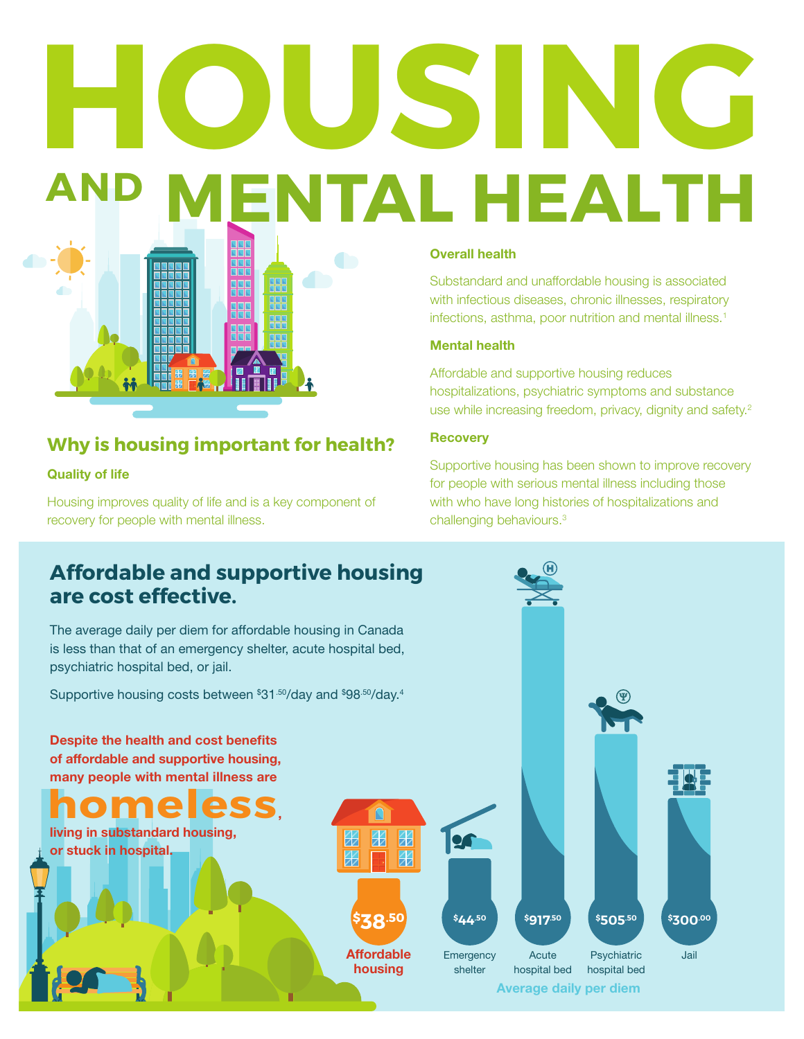# HOUSING AND MENTAL HEALTH

## Why is housing important for health?

### Quality of life

Housing improves quality of life and is a key component of recovery for people with mental illness.

### Overall health

Substandard and unaffordable housing is associated with infectious diseases, chronic illnesses, respiratory infections, asthma, poor nutrition and mental illness.[1]

### Mental health

Affordable and supportive housing reduces hospitalizations, psychiatric symptoms and substance use while increasing freedom, privacy, dignity and safety.[2]

### Recovery

Supportive housing has been shown to improve recovery for people with serious mental illness including those with who have long histories of hospitalizations and challenging behaviours.[3]

## Affordable and supportive housing are cost effective.

The average daily per diem for affordable housing in Canada is less than that of an emergency shelter, acute hospital bed, psychiatric hospital bed, or jail.

Supportive housing costs between $31.50/day and $98.50/day.[4]

**Despite the health and cost benefits of affordable and supportive housing, many people with mental illness are homeless, living in substandard housing, or stuck in hospital.**

**Average daily per diem**

| Setting | Average daily per diem |
| --- | --- |
| Affordable housing | $38.50 |
| Emergency shelter | $44.50 |
| Acute hospital bed | $917.50 |
| Psychiatric hospital bed | $505.50 |
| Jail | $300.00 |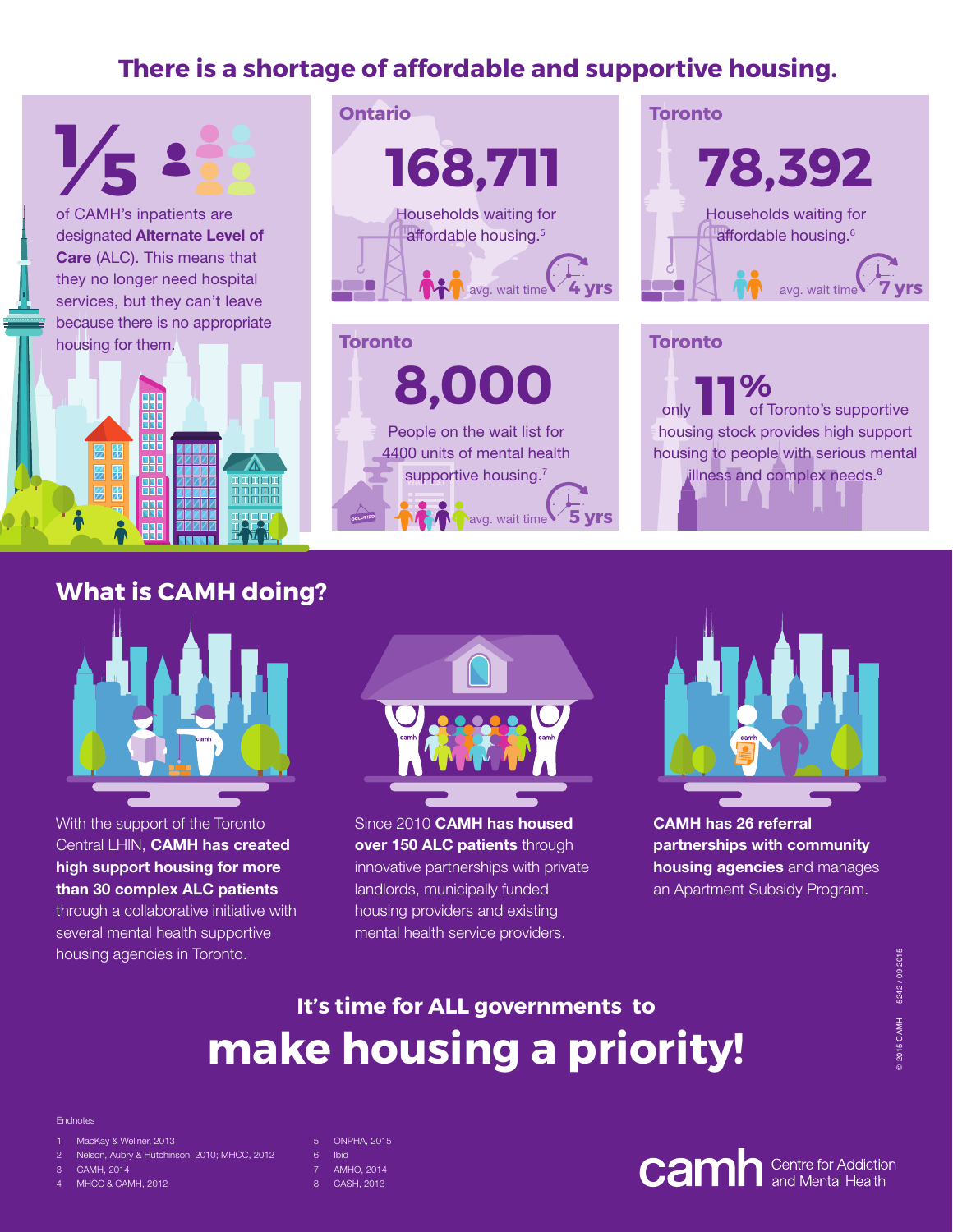## There is a shortage of affordable and supportive housing.

**1/5** of CAMH's inpatients are designated **Alternate Level of Care** (ALC). This means that they no longer need hospital services, but they can't leave because there is no appropriate housing for them.

### Ontario

**168,711**

Households waiting for affordable housing.[5]

avg. wait time **4 yrs**

### Toronto

**78,392**

Households waiting for affordable housing.[6]

avg. wait time **7 yrs**

### Toronto

**8,000**

People on the wait list for 4400 units of mental health supportive housing.[7]

avg. wait time **5 yrs**

### Toronto

only **11%** of Toronto's supportive housing stock provides high support housing to people with serious mental illness and complex needs.[8]

## What is CAMH doing?

With the support of the Toronto Central LHIN, **CAMH has created high support housing for more than 30 complex ALC patients** through a collaborative initiative with several mental health supportive housing agencies in Toronto.

Since 2010 **CAMH has housed over 150 ALC patients** through innovative partnerships with private landlords, municipally funded housing providers and existing mental health service providers.

**CAMH has 26 referral partnerships with community housing agencies** and manages an Apartment Subsidy Program.

### It's time for ALL governments to

# make housing a priority!

© 2015 CAMH 5242 / 09-2015

Endnotes

1. MacKay & Wellner, 2013
2. Nelson, Aubry & Hutchinson, 2010; MHCC, 2012
3. CAMH, 2014
4. MHCC & CAMH, 2012
5. ONPHA, 2015
6. Ibid
7. AMHO, 2014
8. CASH, 2013

camh Centre for Addiction and Mental Health